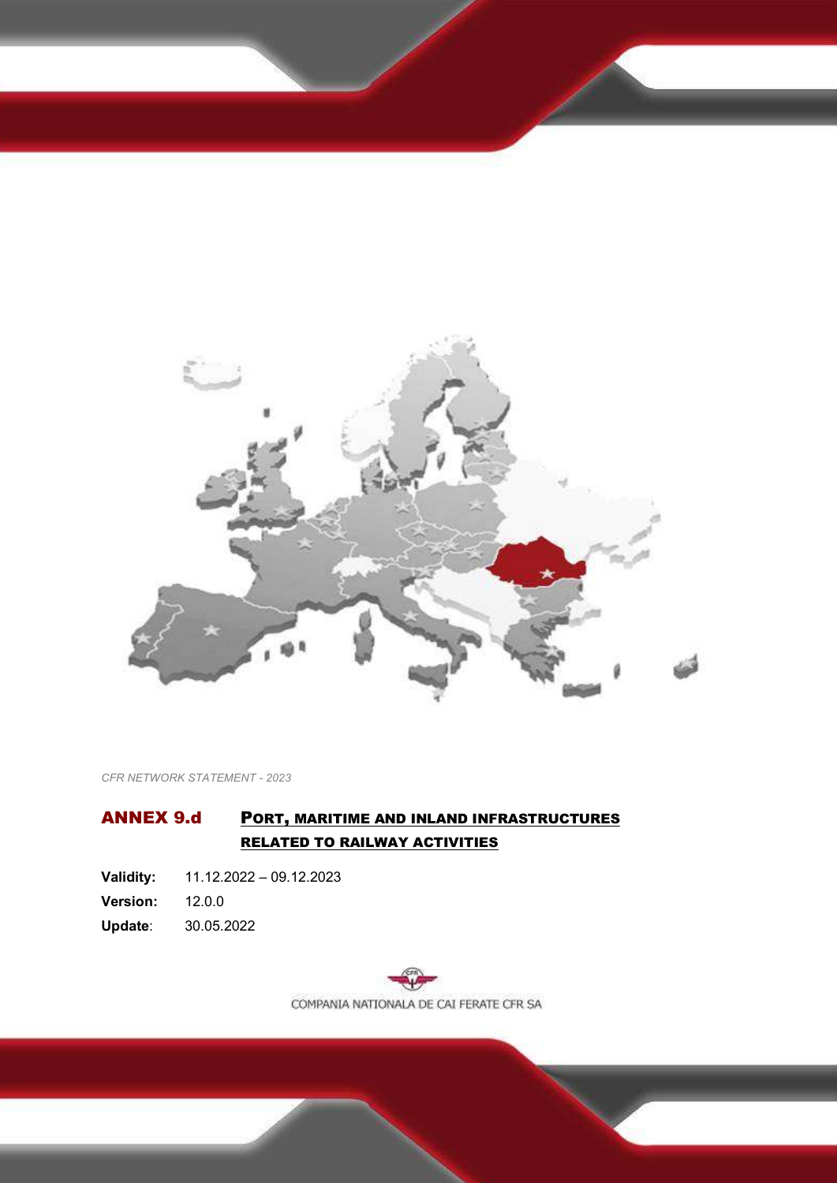*CFR NETWORK STATEMENT - 2023*

# ANNEX 9.d PORT, MARITIME AND INLAND INFRASTRUCTURES RELATED TO RAILWAY ACTIVITIES

**Validity:** 11.12.2022 – 09.12.2023

**Version:** 12.0.0

**Update**: 30.05.2022

COMPANIA NATIONALA DE CAI FERATE CFR SA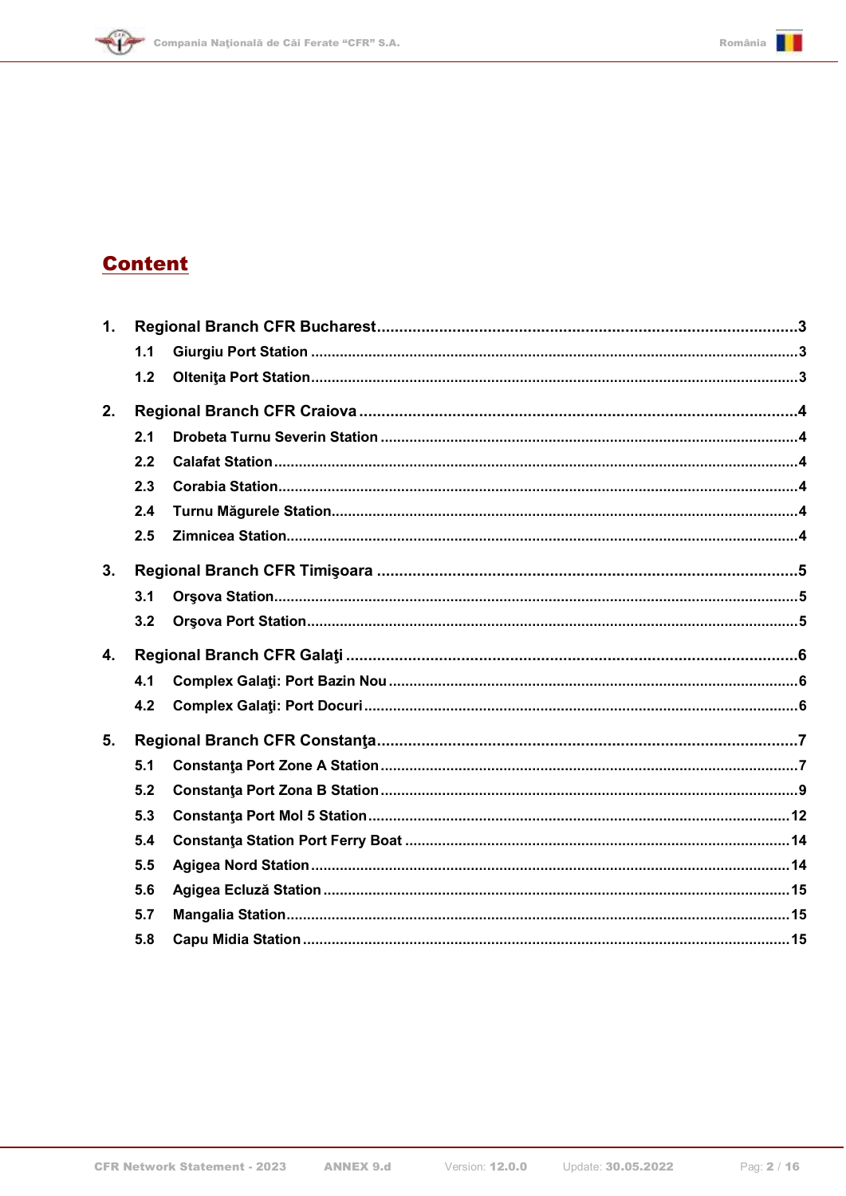# Content

1. Regional Branch CFR Bucharest ..... 3
   - 1.1 Giurgiu Port Station ..... 3
   - 1.2 Olteniţa Port Station ..... 3
2. Regional Branch CFR Craiova ..... 4
   - 2.1 Drobeta Turnu Severin Station ..... 4
   - 2.2 Calafat Station ..... 4
   - 2.3 Corabia Station ..... 4
   - 2.4 Turnu Măgurele Station ..... 4
   - 2.5 Zimnicea Station ..... 4
3. Regional Branch CFR Timişoara ..... 5
   - 3.1 Orşova Station ..... 5
   - 3.2 Orşova Port Station ..... 5
4. Regional Branch CFR Galaţi ..... 6
   - 4.1 Complex Galaţi: Port Bazin Nou ..... 6
   - 4.2 Complex Galaţi: Port Docuri ..... 6
5. Regional Branch CFR Constanţa ..... 7
   - 5.1 Constanţa Port Zone A Station ..... 7
   - 5.2 Constanţa Port Zona B Station ..... 9
   - 5.3 Constanţa Port Mol 5 Station ..... 12
   - 5.4 Constanţa Station Port Ferry Boat ..... 14
   - 5.5 Agigea Nord Station ..... 14
   - 5.6 Agigea Ecluză Station ..... 15
   - 5.7 Mangalia Station ..... 15
   - 5.8 Capu Midia Station ..... 15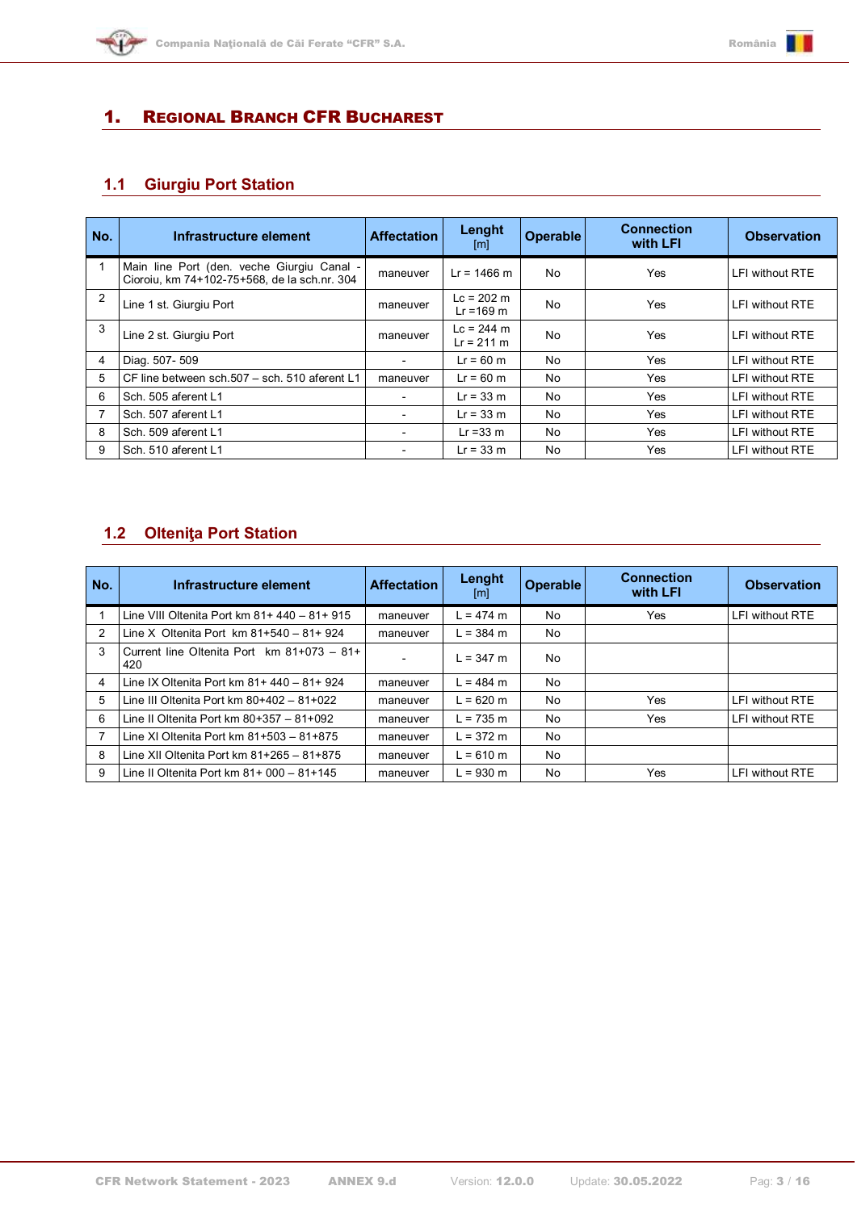# 1. Regional Branch CFR Bucharest

## 1.1 Giurgiu Port Station

| No. | Infrastructure element | Affectation | Lenght [m] | Operable | Connection with LFI | Observation |
|---|---|---|---|---|---|---|
| 1 | Main line Port (den. veche Giurgiu Canal - Cioroiu, km 74+102-75+568, de la sch.nr. 304 | maneuver | Lr = 1466 m | No | Yes | LFI without RTE |
| 2 | Line 1 st. Giurgiu Port | maneuver | Lc = 202 m<br>Lr =169 m | No | Yes | LFI without RTE |
| 3 | Line 2 st. Giurgiu Port | maneuver | Lc = 244 m<br>Lr = 211 m | No | Yes | LFI without RTE |
| 4 | Diag. 507- 509 | - | Lr = 60 m | No | Yes | LFI without RTE |
| 5 | CF line between sch.507 – sch. 510 aferent L1 | maneuver | Lr = 60 m | No | Yes | LFI without RTE |
| 6 | Sch. 505 aferent L1 | - | Lr = 33 m | No | Yes | LFI without RTE |
| 7 | Sch. 507 aferent L1 | - | Lr = 33 m | No | Yes | LFI without RTE |
| 8 | Sch. 509 aferent L1 | - | Lr =33 m | No | Yes | LFI without RTE |
| 9 | Sch. 510 aferent L1 | - | Lr = 33 m | No | Yes | LFI without RTE |

## 1.2 Olteniţa Port Station

| No. | Infrastructure element | Affectation | Lenght [m] | Operable | Connection with LFI | Observation |
|---|---|---|---|---|---|---|
| 1 | Line VIII Oltenita Port km 81+ 440 – 81+ 915 | maneuver | L = 474 m | No | Yes | LFI without RTE |
| 2 | Line X Oltenita Port km 81+540 – 81+ 924 | maneuver | L = 384 m | No | | |
| 3 | Current line Oltenita Port km 81+073 – 81+ 420 | - | L = 347 m | No | | |
| 4 | Line IX Oltenita Port km 81+ 440 – 81+ 924 | maneuver | L = 484 m | No | | |
| 5 | Line III Oltenita Port km 80+402 – 81+022 | maneuver | L = 620 m | No | Yes | LFI without RTE |
| 6 | Line II Oltenita Port km 80+357 – 81+092 | maneuver | L = 735 m | No | Yes | LFI without RTE |
| 7 | Line XI Oltenita Port km 81+503 – 81+875 | maneuver | L = 372 m | No | | |
| 8 | Line XII Oltenita Port km 81+265 – 81+875 | maneuver | L = 610 m | No | | |
| 9 | Line II Oltenita Port km 81+ 000 – 81+145 | maneuver | L = 930 m | No | Yes | LFI without RTE |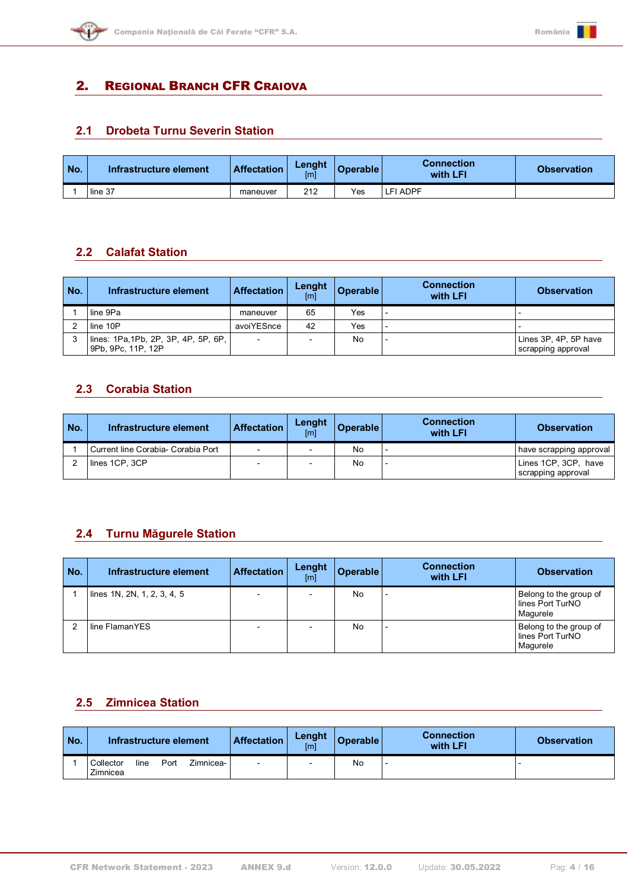## 2. REGIONAL BRANCH CFR CRAIOVA

### 2.1 Drobeta Turnu Severin Station

| No. | Infrastructure element | Affectation | Lenght [m] | Operable | Connection with LFI | Observation |
|---|---|---|---|---|---|---|
| 1 | line 37 | maneuver | 212 | Yes | LFI ADPF | |

### 2.2 Calafat Station

| No. | Infrastructure element | Affectation | Lenght [m] | Operable | Connection with LFI | Observation |
|---|---|---|---|---|---|---|
| 1 | line 9Pa | maneuver | 65 | Yes | - | - |
| 2 | line 10P | avoiYESnce | 42 | Yes | - | - |
| 3 | lines: 1Pa,1Pb, 2P, 3P, 4P, 5P, 6P, 9Pb, 9Pc, 11P, 12P | - | - | No | - | Lines 3P, 4P, 5P have scrapping approval |

### 2.3 Corabia Station

| No. | Infrastructure element | Affectation | Lenght [m] | Operable | Connection with LFI | Observation |
|---|---|---|---|---|---|---|
| 1 | Current line Corabia- Corabia Port | - | - | No | - | have scrapping approval |
| 2 | lines 1CP, 3CP | - | - | No | - | Lines 1CP, 3CP, have scrapping approval |

### 2.4 Turnu Măgurele Station

| No. | Infrastructure element | Affectation | Lenght [m] | Operable | Connection with LFI | Observation |
|---|---|---|---|---|---|---|
| 1 | lines 1N, 2N, 1, 2, 3, 4, 5 | - | - | No | - | Belong to the group of lines Port TurNO Magurele |
| 2 | line FlamanYES | - | - | No | - | Belong to the group of lines Port TurNO Magurele |

### 2.5 Zimnicea Station

| No. | Infrastructure element | Affectation | Lenght [m] | Operable | Connection with LFI | Observation |
|---|---|---|---|---|---|---|
| 1 | Collector line Port Zimnicea- Zimnicea | - | - | No | - | - |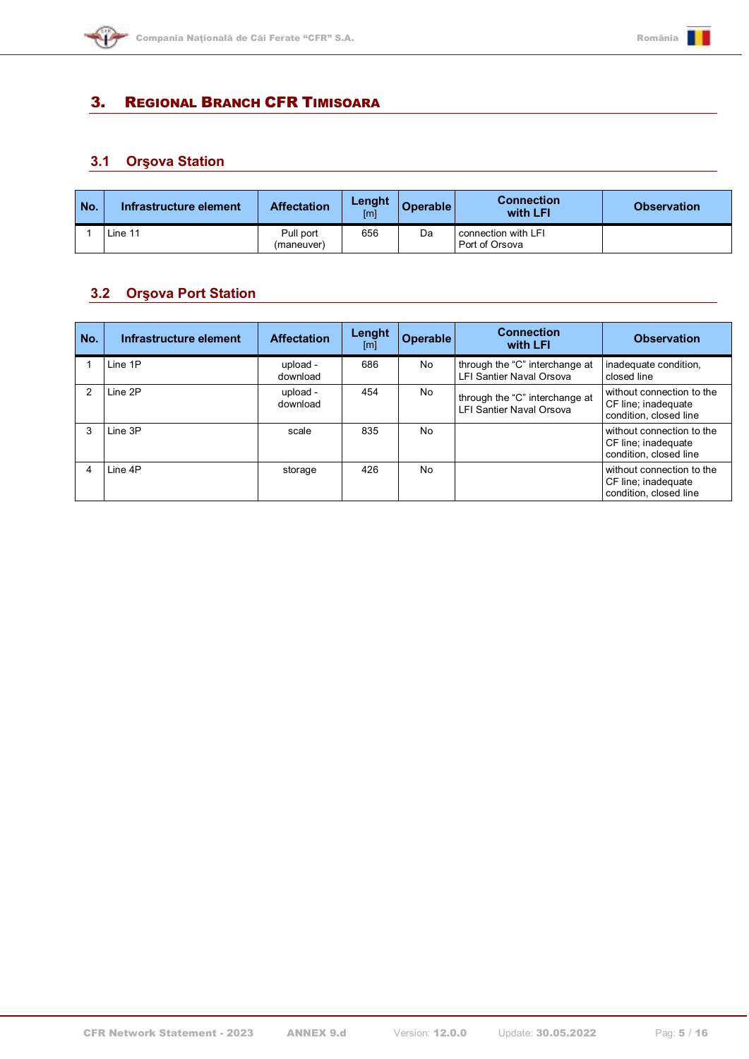# 3. Regional Branch CFR Timisoara

## 3.1 Orşova Station

| No. | Infrastructure element | Affectation | Lenght [m] | Operable | Connection with LFI | Observation |
|---|---|---|---|---|---|---|
| 1 | Line 11 | Pull port (maneuver) | 656 | Da | connection with LFI Port of Orsova | |

## 3.2 Orşova Port Station

| No. | Infrastructure element | Affectation | Lenght [m] | Operable | Connection with LFI | Observation |
|---|---|---|---|---|---|---|
| 1 | Line 1P | upload - download | 686 | No | through the “C” interchange at LFI Santier Naval Orsova | inadequate condition, closed line |
| 2 | Line 2P | upload - download | 454 | No | through the “C” interchange at LFI Santier Naval Orsova | without connection to the CF line; inadequate condition, closed line |
| 3 | Line 3P | scale | 835 | No | | without connection to the CF line; inadequate condition, closed line |
| 4 | Line 4P | storage | 426 | No | | without connection to the CF line; inadequate condition, closed line |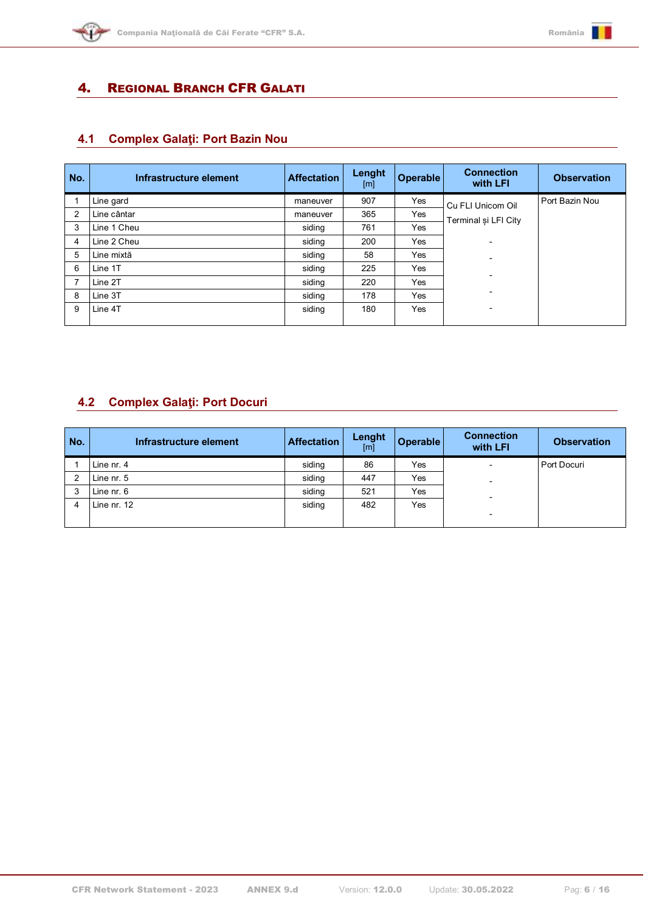# 4. Regional Branch CFR Galati

## 4.1 Complex Galaţi: Port Bazin Nou

| No. | Infrastructure element | Affectation | Lenght [m] | Operable | Connection with LFI | Observation |
|---|---|---|---|---|---|---|
| 1 | Line gard | maneuver | 907 | Yes | Cu FLI Unicom Oil Terminal şi LFI City | Port Bazin Nou |
| 2 | Line cântar | maneuver | 365 | Yes | | |
| 3 | Line 1 Cheu | siding | 761 | Yes | | |
| 4 | Line 2 Cheu | siding | 200 | Yes | - | |
| 5 | Line mixtă | siding | 58 | Yes | - | |
| 6 | Line 1T | siding | 225 | Yes | - | |
| 7 | Line 2T | siding | 220 | Yes | - | |
| 8 | Line 3T | siding | 178 | Yes | - | |
| 9 | Line 4T | siding | 180 | Yes | | |

## 4.2 Complex Galaţi: Port Docuri

| No. | Infrastructure element | Affectation | Lenght [m] | Operable | Connection with LFI | Observation |
|---|---|---|---|---|---|---|
| 1 | Line nr. 4 | siding | 86 | Yes | - | Port Docuri |
| 2 | Line nr. 5 | siding | 447 | Yes | - | |
| 3 | Line nr. 6 | siding | 521 | Yes | - | |
| 4 | Line nr. 12 | siding | 482 | Yes | - | |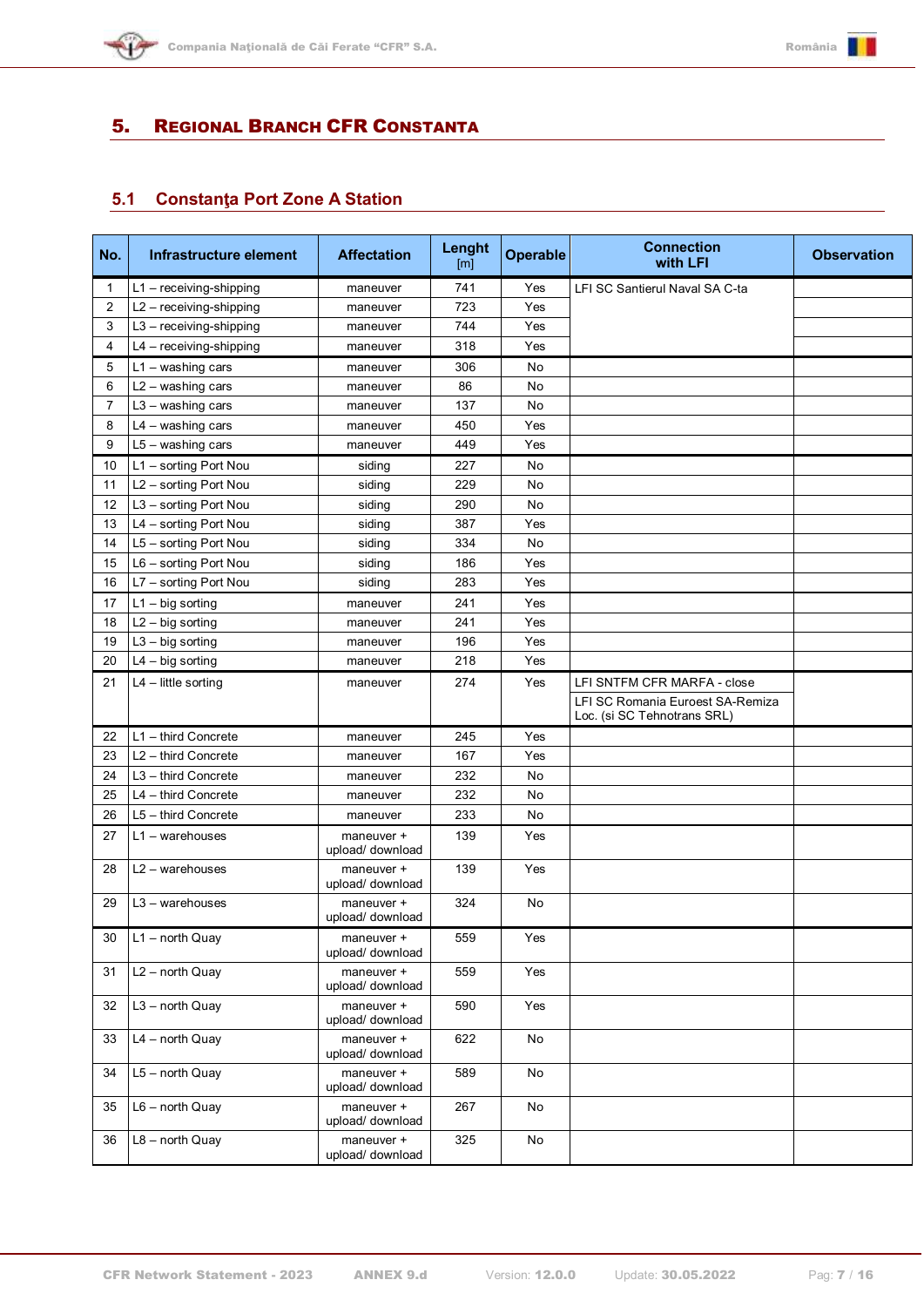## 5. Regional Branch CFR Constanta

### 5.1 Constanţa Port Zone A Station

| No. | Infrastructure element | Affectation | Lenght [m] | Operable | Connection with LFI | Observation |
|---|---|---|---|---|---|---|
| 1 | L1 – receiving-shipping | maneuver | 741 | Yes | LFI SC Santierul Naval SA C-ta | |
| 2 | L2 – receiving-shipping | maneuver | 723 | Yes | | |
| 3 | L3 – receiving-shipping | maneuver | 744 | Yes | | |
| 4 | L4 – receiving-shipping | maneuver | 318 | Yes | | |
| 5 | L1 – washing cars | maneuver | 306 | No | | |
| 6 | L2 – washing cars | maneuver | 86 | No | | |
| 7 | L3 – washing cars | maneuver | 137 | No | | |
| 8 | L4 – washing cars | maneuver | 450 | Yes | | |
| 9 | L5 – washing cars | maneuver | 449 | Yes | | |
| 10 | L1 – sorting Port Nou | siding | 227 | No | | |
| 11 | L2 – sorting Port Nou | siding | 229 | No | | |
| 12 | L3 – sorting Port Nou | siding | 290 | No | | |
| 13 | L4 – sorting Port Nou | siding | 387 | Yes | | |
| 14 | L5 – sorting Port Nou | siding | 334 | No | | |
| 15 | L6 – sorting Port Nou | siding | 186 | Yes | | |
| 16 | L7 – sorting Port Nou | siding | 283 | Yes | | |
| 17 | L1 – big sorting | maneuver | 241 | Yes | | |
| 18 | L2 – big sorting | maneuver | 241 | Yes | | |
| 19 | L3 – big sorting | maneuver | 196 | Yes | | |
| 20 | L4 – big sorting | maneuver | 218 | Yes | | |
| 21 | L4 – little sorting | maneuver | 274 | Yes | LFI SNTFM CFR MARFA - close<br>LFI SC Romania Euroest SA-Remiza Loc. (si SC Tehnotrans SRL) | |
| 22 | L1 – third Concrete | maneuver | 245 | Yes | | |
| 23 | L2 – third Concrete | maneuver | 167 | Yes | | |
| 24 | L3 – third Concrete | maneuver | 232 | No | | |
| 25 | L4 – third Concrete | maneuver | 232 | No | | |
| 26 | L5 – third Concrete | maneuver | 233 | No | | |
| 27 | L1 – warehouses | maneuver + upload/ download | 139 | Yes | | |
| 28 | L2 – warehouses | maneuver + upload/ download | 139 | Yes | | |
| 29 | L3 – warehouses | maneuver + upload/ download | 324 | No | | |
| 30 | L1 – north Quay | maneuver + upload/ download | 559 | Yes | | |
| 31 | L2 – north Quay | maneuver + upload/ download | 559 | Yes | | |
| 32 | L3 – north Quay | maneuver + upload/ download | 590 | Yes | | |
| 33 | L4 – north Quay | maneuver + upload/ download | 622 | No | | |
| 34 | L5 – north Quay | maneuver + upload/ download | 589 | No | | |
| 35 | L6 – north Quay | maneuver + upload/ download | 267 | No | | |
| 36 | L8 – north Quay | maneuver + upload/ download | 325 | No | | |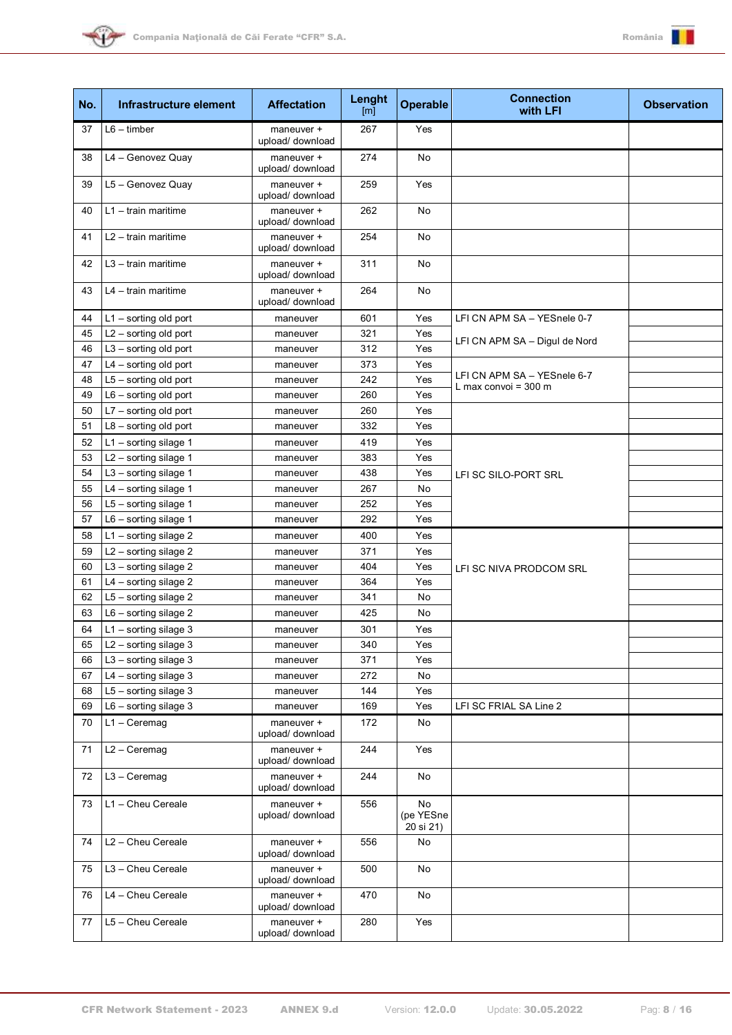| No. | Infrastructure element | Affectation | Lenght [m] | Operable | Connection with LFI | Observation |
|---|---|---|---|---|---|---|
| 37 | L6 – timber | maneuver + upload/ download | 267 | Yes | | |
| 38 | L4 – Genovez Quay | maneuver + upload/ download | 274 | No | | |
| 39 | L5 – Genovez Quay | maneuver + upload/ download | 259 | Yes | | |
| 40 | L1 – train maritime | maneuver + upload/ download | 262 | No | | |
| 41 | L2 – train maritime | maneuver + upload/ download | 254 | No | | |
| 42 | L3 – train maritime | maneuver + upload/ download | 311 | No | | |
| 43 | L4 – train maritime | maneuver + upload/ download | 264 | No | | |
| 44 | L1 – sorting old port | maneuver | 601 | Yes | LFI CN APM SA – YESnele 0-7 | |
| 45 | L2 – sorting old port | maneuver | 321 | Yes | LFI CN APM SA – Digul de Nord | |
| 46 | L3 – sorting old port | maneuver | 312 | Yes | | |
| 47 | L4 – sorting old port | maneuver | 373 | Yes | LFI CN APM SA – YESnele 6-7 L max convoi = 300 m | |
| 48 | L5 – sorting old port | maneuver | 242 | Yes | | |
| 49 | L6 – sorting old port | maneuver | 260 | Yes | | |
| 50 | L7 – sorting old port | maneuver | 260 | Yes | | |
| 51 | L8 – sorting old port | maneuver | 332 | Yes | | |
| 52 | L1 – sorting silage 1 | maneuver | 419 | Yes | LFI SC SILO-PORT SRL | |
| 53 | L2 – sorting silage 1 | maneuver | 383 | Yes | | |
| 54 | L3 – sorting silage 1 | maneuver | 438 | Yes | | |
| 55 | L4 – sorting silage 1 | maneuver | 267 | No | | |
| 56 | L5 – sorting silage 1 | maneuver | 252 | Yes | | |
| 57 | L6 – sorting silage 1 | maneuver | 292 | Yes | | |
| 58 | L1 – sorting silage 2 | maneuver | 400 | Yes | LFI SC NIVA PRODCOM SRL | |
| 59 | L2 – sorting silage 2 | maneuver | 371 | Yes | | |
| 60 | L3 – sorting silage 2 | maneuver | 404 | Yes | | |
| 61 | L4 – sorting silage 2 | maneuver | 364 | Yes | | |
| 62 | L5 – sorting silage 2 | maneuver | 341 | No | | |
| 63 | L6 – sorting silage 2 | maneuver | 425 | No | | |
| 64 | L1 – sorting silage 3 | maneuver | 301 | Yes | | |
| 65 | L2 – sorting silage 3 | maneuver | 340 | Yes | | |
| 66 | L3 – sorting silage 3 | maneuver | 371 | Yes | | |
| 67 | L4 – sorting silage 3 | maneuver | 272 | No | | |
| 68 | L5 – sorting silage 3 | maneuver | 144 | Yes | | |
| 69 | L6 – sorting silage 3 | maneuver | 169 | Yes | LFI SC FRIAL SA Line 2 | |
| 70 | L1 – Ceremag | maneuver + upload/ download | 172 | No | | |
| 71 | L2 – Ceremag | maneuver + upload/ download | 244 | Yes | | |
| 72 | L3 – Ceremag | maneuver + upload/ download | 244 | No | | |
| 73 | L1 – Cheu Cereale | maneuver + upload/ download | 556 | No (pe YESne 20 si 21) | | |
| 74 | L2 – Cheu Cereale | maneuver + upload/ download | 556 | No | | |
| 75 | L3 – Cheu Cereale | maneuver + upload/ download | 500 | No | | |
| 76 | L4 – Cheu Cereale | maneuver + upload/ download | 470 | No | | |
| 77 | L5 – Cheu Cereale | maneuver + upload/ download | 280 | Yes | | |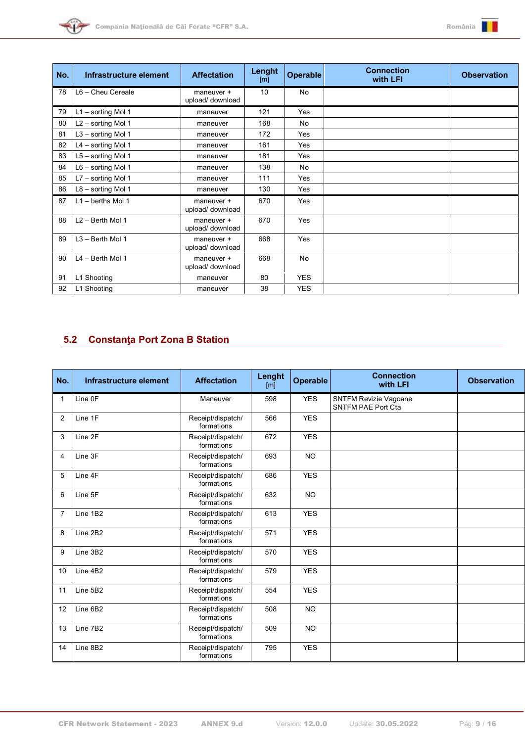| No. | Infrastructure element | Affectation | Lenght [m] | Operable | Connection with LFI | Observation |
|---|---|---|---|---|---|---|
| 78 | L6 – Cheu Cereale | maneuver + upload/ download | 10 | No | | |
| 79 | L1 – sorting Mol 1 | maneuver | 121 | Yes | | |
| 80 | L2 – sorting Mol 1 | maneuver | 168 | No | | |
| 81 | L3 – sorting Mol 1 | maneuver | 172 | Yes | | |
| 82 | L4 – sorting Mol 1 | maneuver | 161 | Yes | | |
| 83 | L5 – sorting Mol 1 | maneuver | 181 | Yes | | |
| 84 | L6 – sorting Mol 1 | maneuver | 138 | No | | |
| 85 | L7 – sorting Mol 1 | maneuver | 111 | Yes | | |
| 86 | L8 – sorting Mol 1 | maneuver | 130 | Yes | | |
| 87 | L1 – berths Mol 1 | maneuver + upload/ download | 670 | Yes | | |
| 88 | L2 – Berth Mol 1 | maneuver + upload/ download | 670 | Yes | | |
| 89 | L3 – Berth Mol 1 | maneuver + upload/ download | 668 | Yes | | |
| 90 | L4 – Berth Mol 1 | maneuver + upload/ download | 668 | No | | |
| 91 | L1 Shooting | maneuver | 80 | YES | | |
| 92 | L1 Shooting | maneuver | 38 | YES | | |

## 5.2 Constanţa Port Zona B Station

| No. | Infrastructure element | Affectation | Lenght [m] | Operable | Connection with LFI | Observation |
|---|---|---|---|---|---|---|
| 1 | Line 0F | Maneuver | 598 | YES | SNTFM Revizie Vagoane SNTFM PAE Port Cta | |
| 2 | Line 1F | Receipt/dispatch/ formations | 566 | YES | | |
| 3 | Line 2F | Receipt/dispatch/ formations | 672 | YES | | |
| 4 | Line 3F | Receipt/dispatch/ formations | 693 | NO | | |
| 5 | Line 4F | Receipt/dispatch/ formations | 686 | YES | | |
| 6 | Line 5F | Receipt/dispatch/ formations | 632 | NO | | |
| 7 | Line 1B2 | Receipt/dispatch/ formations | 613 | YES | | |
| 8 | Line 2B2 | Receipt/dispatch/ formations | 571 | YES | | |
| 9 | Line 3B2 | Receipt/dispatch/ formations | 570 | YES | | |
| 10 | Line 4B2 | Receipt/dispatch/ formations | 579 | YES | | |
| 11 | Line 5B2 | Receipt/dispatch/ formations | 554 | YES | | |
| 12 | Line 6B2 | Receipt/dispatch/ formations | 508 | NO | | |
| 13 | Line 7B2 | Receipt/dispatch/ formations | 509 | NO | | |
| 14 | Line 8B2 | Receipt/dispatch/ formations | 795 | YES | | |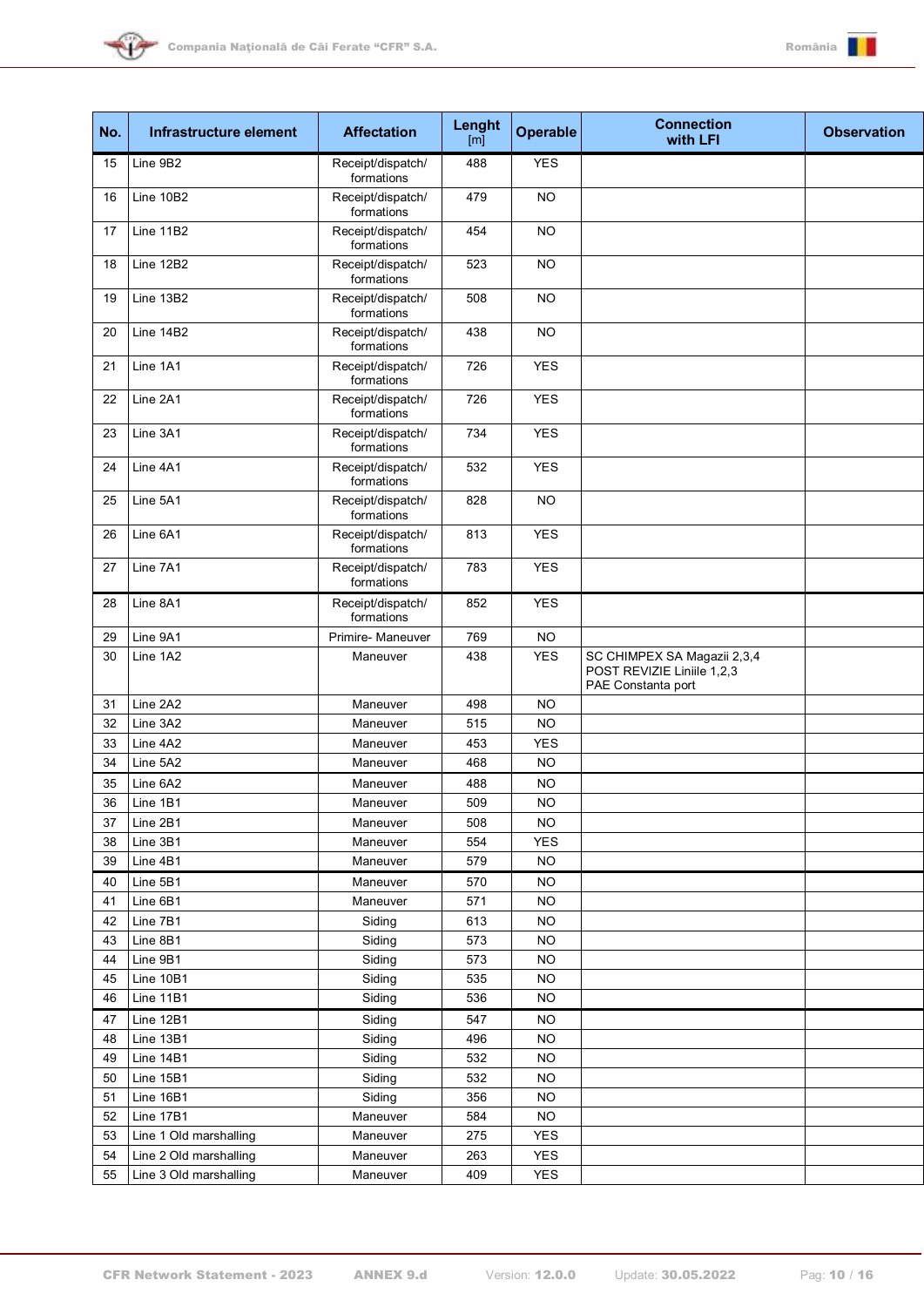| No. | Infrastructure element | Affectation | Lenght [m] | Operable | Connection with LFI | Observation |
|---|---|---|---|---|---|---|
| 15 | Line 9B2 | Receipt/dispatch/ formations | 488 | YES | | |
| 16 | Line 10B2 | Receipt/dispatch/ formations | 479 | NO | | |
| 17 | Line 11B2 | Receipt/dispatch/ formations | 454 | NO | | |
| 18 | Line 12B2 | Receipt/dispatch/ formations | 523 | NO | | |
| 19 | Line 13B2 | Receipt/dispatch/ formations | 508 | NO | | |
| 20 | Line 14B2 | Receipt/dispatch/ formations | 438 | NO | | |
| 21 | Line 1A1 | Receipt/dispatch/ formations | 726 | YES | | |
| 22 | Line 2A1 | Receipt/dispatch/ formations | 726 | YES | | |
| 23 | Line 3A1 | Receipt/dispatch/ formations | 734 | YES | | |
| 24 | Line 4A1 | Receipt/dispatch/ formations | 532 | YES | | |
| 25 | Line 5A1 | Receipt/dispatch/ formations | 828 | NO | | |
| 26 | Line 6A1 | Receipt/dispatch/ formations | 813 | YES | | |
| 27 | Line 7A1 | Receipt/dispatch/ formations | 783 | YES | | |
| 28 | Line 8A1 | Receipt/dispatch/ formations | 852 | YES | | |
| 29 | Line 9A1 | Primire- Maneuver | 769 | NO | | |
| 30 | Line 1A2 | Maneuver | 438 | YES | SC CHIMPEX SA Magazii 2,3,4<br>POST REVIZIE Liniile 1,2,3<br>PAE Constanta port | |
| 31 | Line 2A2 | Maneuver | 498 | NO | | |
| 32 | Line 3A2 | Maneuver | 515 | NO | | |
| 33 | Line 4A2 | Maneuver | 453 | YES | | |
| 34 | Line 5A2 | Maneuver | 468 | NO | | |
| 35 | Line 6A2 | Maneuver | 488 | NO | | |
| 36 | Line 1B1 | Maneuver | 509 | NO | | |
| 37 | Line 2B1 | Maneuver | 508 | NO | | |
| 38 | Line 3B1 | Maneuver | 554 | YES | | |
| 39 | Line 4B1 | Maneuver | 579 | NO | | |
| 40 | Line 5B1 | Maneuver | 570 | NO | | |
| 41 | Line 6B1 | Maneuver | 571 | NO | | |
| 42 | Line 7B1 | Siding | 613 | NO | | |
| 43 | Line 8B1 | Siding | 573 | NO | | |
| 44 | Line 9B1 | Siding | 573 | NO | | |
| 45 | Line 10B1 | Siding | 535 | NO | | |
| 46 | Line 11B1 | Siding | 536 | NO | | |
| 47 | Line 12B1 | Siding | 547 | NO | | |
| 48 | Line 13B1 | Siding | 496 | NO | | |
| 49 | Line 14B1 | Siding | 532 | NO | | |
| 50 | Line 15B1 | Siding | 532 | NO | | |
| 51 | Line 16B1 | Siding | 356 | NO | | |
| 52 | Line 17B1 | Maneuver | 584 | NO | | |
| 53 | Line 1 Old marshalling | Maneuver | 275 | YES | | |
| 54 | Line 2 Old marshalling | Maneuver | 263 | YES | | |
| 55 | Line 3 Old marshalling | Maneuver | 409 | YES | | |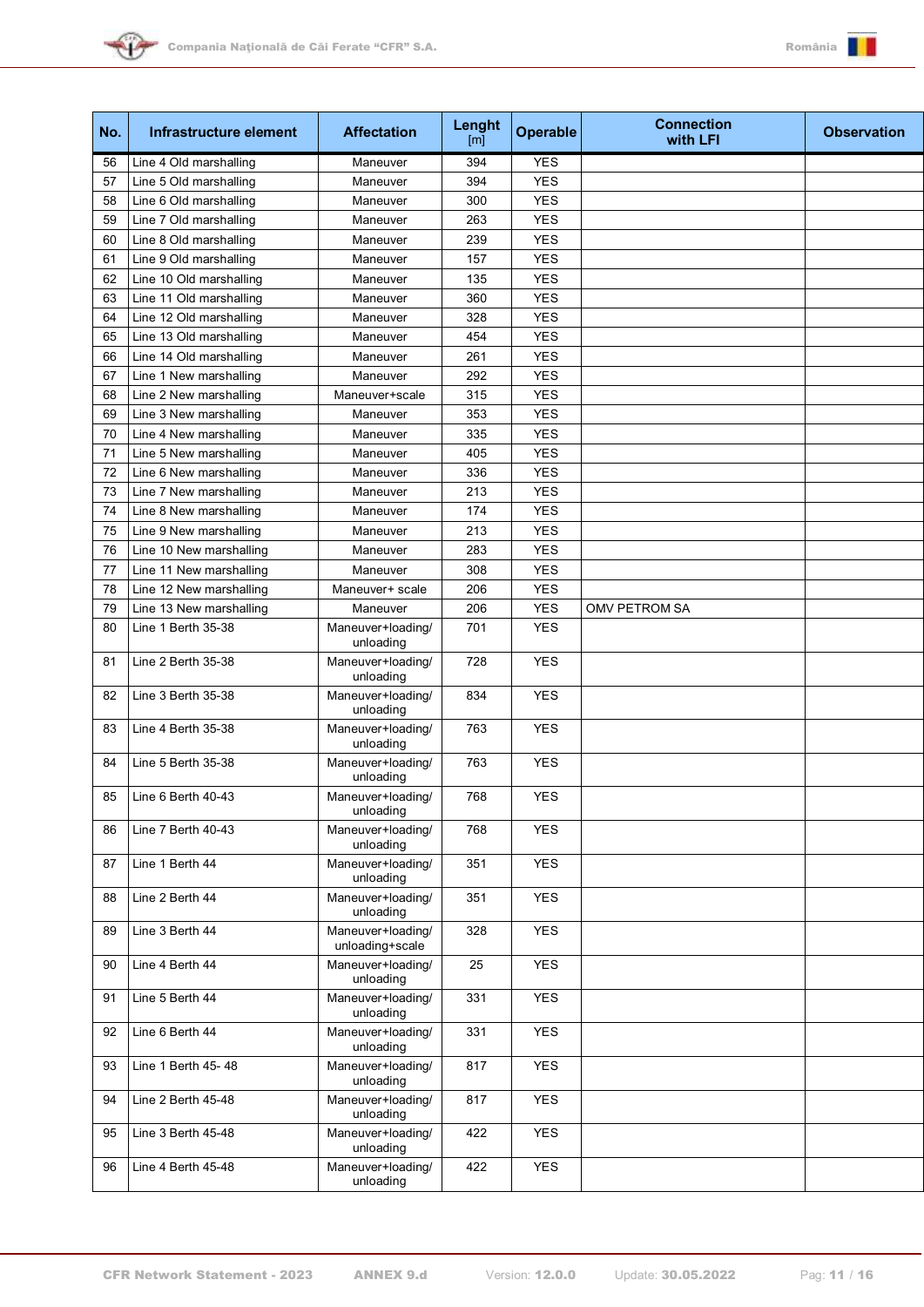| No. | Infrastructure element | Affectation | Lenght [m] | Operable | Connection with LFI | Observation |
|---|---|---|---|---|---|---|
| 56 | Line 4 Old marshalling | Maneuver | 394 | YES | | |
| 57 | Line 5 Old marshalling | Maneuver | 394 | YES | | |
| 58 | Line 6 Old marshalling | Maneuver | 300 | YES | | |
| 59 | Line 7 Old marshalling | Maneuver | 263 | YES | | |
| 60 | Line 8 Old marshalling | Maneuver | 239 | YES | | |
| 61 | Line 9 Old marshalling | Maneuver | 157 | YES | | |
| 62 | Line 10 Old marshalling | Maneuver | 135 | YES | | |
| 63 | Line 11 Old marshalling | Maneuver | 360 | YES | | |
| 64 | Line 12 Old marshalling | Maneuver | 328 | YES | | |
| 65 | Line 13 Old marshalling | Maneuver | 454 | YES | | |
| 66 | Line 14 Old marshalling | Maneuver | 261 | YES | | |
| 67 | Line 1 New marshalling | Maneuver | 292 | YES | | |
| 68 | Line 2 New marshalling | Maneuver+scale | 315 | YES | | |
| 69 | Line 3 New marshalling | Maneuver | 353 | YES | | |
| 70 | Line 4 New marshalling | Maneuver | 335 | YES | | |
| 71 | Line 5 New marshalling | Maneuver | 405 | YES | | |
| 72 | Line 6 New marshalling | Maneuver | 336 | YES | | |
| 73 | Line 7 New marshalling | Maneuver | 213 | YES | | |
| 74 | Line 8 New marshalling | Maneuver | 174 | YES | | |
| 75 | Line 9 New marshalling | Maneuver | 213 | YES | | |
| 76 | Line 10 New marshalling | Maneuver | 283 | YES | | |
| 77 | Line 11 New marshalling | Maneuver | 308 | YES | | |
| 78 | Line 12 New marshalling | Maneuver+ scale | 206 | YES | | |
| 79 | Line 13 New marshalling | Maneuver | 206 | YES | OMV PETROM SA | |
| 80 | Line 1 Berth 35-38 | Maneuver+loading/ unloading | 701 | YES | | |
| 81 | Line 2 Berth 35-38 | Maneuver+loading/ unloading | 728 | YES | | |
| 82 | Line 3 Berth 35-38 | Maneuver+loading/ unloading | 834 | YES | | |
| 83 | Line 4 Berth 35-38 | Maneuver+loading/ unloading | 763 | YES | | |
| 84 | Line 5 Berth 35-38 | Maneuver+loading/ unloading | 763 | YES | | |
| 85 | Line 6 Berth 40-43 | Maneuver+loading/ unloading | 768 | YES | | |
| 86 | Line 7 Berth 40-43 | Maneuver+loading/ unloading | 768 | YES | | |
| 87 | Line 1 Berth 44 | Maneuver+loading/ unloading | 351 | YES | | |
| 88 | Line 2 Berth 44 | Maneuver+loading/ unloading | 351 | YES | | |
| 89 | Line 3 Berth 44 | Maneuver+loading/ unloading+scale | 328 | YES | | |
| 90 | Line 4 Berth 44 | Maneuver+loading/ unloading | 25 | YES | | |
| 91 | Line 5 Berth 44 | Maneuver+loading/ unloading | 331 | YES | | |
| 92 | Line 6 Berth 44 | Maneuver+loading/ unloading | 331 | YES | | |
| 93 | Line 1 Berth 45- 48 | Maneuver+loading/ unloading | 817 | YES | | |
| 94 | Line 2 Berth 45-48 | Maneuver+loading/ unloading | 817 | YES | | |
| 95 | Line 3 Berth 45-48 | Maneuver+loading/ unloading | 422 | YES | | |
| 96 | Line 4 Berth 45-48 | Maneuver+loading/ unloading | 422 | YES | | |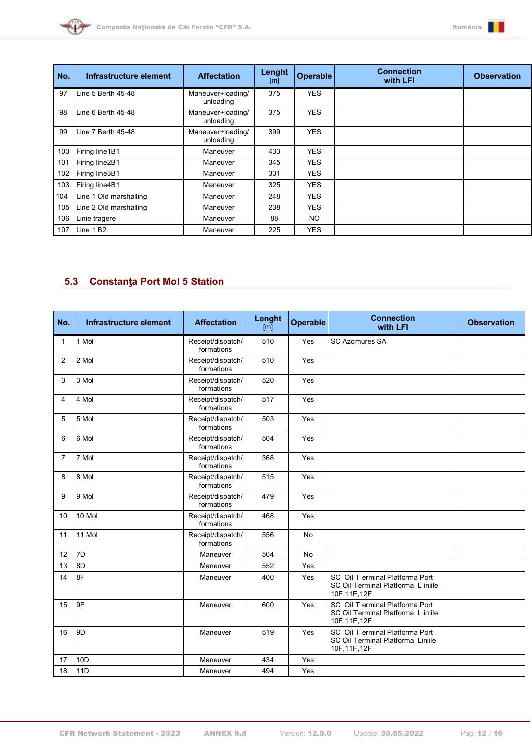| No. | Infrastructure element | Affectation | Lenght [m] | Operable | Connection with LFI | Observation |
|---|---|---|---|---|---|---|
| 97 | Line 5 Berth 45-48 | Maneuver+loading/ unloading | 375 | YES | | |
| 98 | Line 6 Berth 45-48 | Maneuver+loading/ unloading | 375 | YES | | |
| 99 | Line 7 Berth 45-48 | Maneuver+loading/ unloading | 399 | YES | | |
| 100 | Firing line1B1 | Maneuver | 433 | YES | | |
| 101 | Firing line2B1 | Maneuver | 345 | YES | | |
| 102 | Firing line3B1 | Maneuver | 331 | YES | | |
| 103 | Firing line4B1 | Maneuver | 325 | YES | | |
| 104 | Line 1 Old marshalling | Maneuver | 248 | YES | | |
| 105 | Line 2 Old marshalling | Maneuver | 238 | YES | | |
| 106 | Linie tragere | Maneuver | 88 | NO | | |
| 107 | Line 1 B2 | Maneuver | 225 | YES | | |

## 5.3 Constanţa Port Mol 5 Station

| No. | Infrastructure element | Affectation | Lenght [m] | Operable | Connection with LFI | Observation |
|---|---|---|---|---|---|---|
| 1 | 1 Mol | Receipt/dispatch/ formations | 510 | Yes | SC Azomures SA | |
| 2 | 2 Mol | Receipt/dispatch/ formations | 510 | Yes | | |
| 3 | 3 Mol | Receipt/dispatch/ formations | 520 | Yes | | |
| 4 | 4 Mol | Receipt/dispatch/ formations | 517 | Yes | | |
| 5 | 5 Mol | Receipt/dispatch/ formations | 503 | Yes | | |
| 6 | 6 Mol | Receipt/dispatch/ formations | 504 | Yes | | |
| 7 | 7 Mol | Receipt/dispatch/ formations | 368 | Yes | | |
| 8 | 8 Mol | Receipt/dispatch/ formations | 515 | Yes | | |
| 9 | 9 Mol | Receipt/dispatch/ formations | 479 | Yes | | |
| 10 | 10 Mol | Receipt/dispatch/ formations | 468 | Yes | | |
| 11 | 11 Mol | Receipt/dispatch/ formations | 556 | No | | |
| 12 | 7D | Maneuver | 504 | No | | |
| 13 | 8D | Maneuver | 552 | Yes | | |
| 14 | 8F | Maneuver | 400 | Yes | SC Oil T erminal Platforma Port SC Oil Terminal Platforma L iniile 10F,11F,12F | |
| 15 | 9F | Maneuver | 600 | Yes | SC Oil T erminal Platforma Port SC Oil Terminal Platforma L iniile 10F,11F,12F | |
| 16 | 9D | Maneuver | 519 | Yes | SC Oil T erminal Platforma Port SC Oil Terminal Platforma Liniile 10F,11F,12F | |
| 17 | 10D | Maneuver | 434 | Yes | | |
| 18 | 11D | Maneuver | 494 | Yes | | |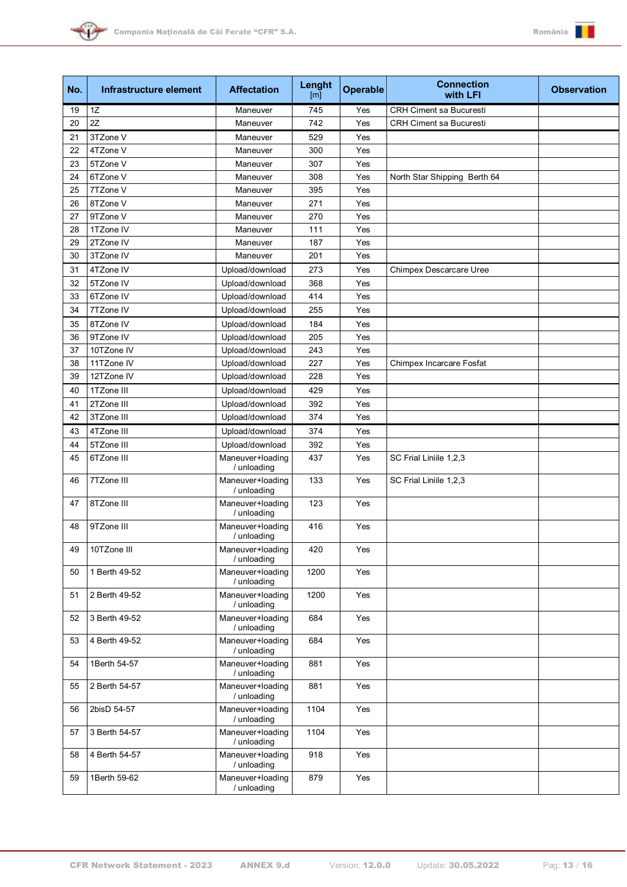| No. | Infrastructure element | Affectation | Lenght [m] | Operable | Connection with LFI | Observation |
|---|---|---|---|---|---|---|
| 19 | 1Z | Maneuver | 745 | Yes | CRH Ciment sa Bucuresti | |
| 20 | 2Z | Maneuver | 742 | Yes | CRH Ciment sa Bucuresti | |
| 21 | 3TZone V | Maneuver | 529 | Yes | | |
| 22 | 4TZone V | Maneuver | 300 | Yes | | |
| 23 | 5TZone V | Maneuver | 307 | Yes | | |
| 24 | 6TZone V | Maneuver | 308 | Yes | North Star Shipping Berth 64 | |
| 25 | 7TZone V | Maneuver | 395 | Yes | | |
| 26 | 8TZone V | Maneuver | 271 | Yes | | |
| 27 | 9TZone V | Maneuver | 270 | Yes | | |
| 28 | 1TZone IV | Maneuver | 111 | Yes | | |
| 29 | 2TZone IV | Maneuver | 187 | Yes | | |
| 30 | 3TZone IV | Maneuver | 201 | Yes | | |
| 31 | 4TZone IV | Upload/download | 273 | Yes | Chimpex Descarcare Uree | |
| 32 | 5TZone IV | Upload/download | 368 | Yes | | |
| 33 | 6TZone IV | Upload/download | 414 | Yes | | |
| 34 | 7TZone IV | Upload/download | 255 | Yes | | |
| 35 | 8TZone IV | Upload/download | 184 | Yes | | |
| 36 | 9TZone IV | Upload/download | 205 | Yes | | |
| 37 | 10TZone IV | Upload/download | 243 | Yes | | |
| 38 | 11TZone IV | Upload/download | 227 | Yes | Chimpex Incarcare Fosfat | |
| 39 | 12TZone IV | Upload/download | 228 | Yes | | |
| 40 | 1TZone III | Upload/download | 429 | Yes | | |
| 41 | 2TZone III | Upload/download | 392 | Yes | | |
| 42 | 3TZone III | Upload/download | 374 | Yes | | |
| 43 | 4TZone III | Upload/download | 374 | Yes | | |
| 44 | 5TZone III | Upload/download | 392 | Yes | | |
| 45 | 6TZone III | Maneuver+loading / unloading | 437 | Yes | SC Frial Liniile 1,2,3 | |
| 46 | 7TZone III | Maneuver+loading / unloading | 133 | Yes | SC Frial Liniile 1,2,3 | |
| 47 | 8TZone III | Maneuver+loading / unloading | 123 | Yes | | |
| 48 | 9TZone III | Maneuver+loading / unloading | 416 | Yes | | |
| 49 | 10TZone III | Maneuver+loading / unloading | 420 | Yes | | |
| 50 | 1 Berth 49-52 | Maneuver+loading / unloading | 1200 | Yes | | |
| 51 | 2 Berth 49-52 | Maneuver+loading / unloading | 1200 | Yes | | |
| 52 | 3 Berth 49-52 | Maneuver+loading / unloading | 684 | Yes | | |
| 53 | 4 Berth 49-52 | Maneuver+loading / unloading | 684 | Yes | | |
| 54 | 1Berth 54-57 | Maneuver+loading / unloading | 881 | Yes | | |
| 55 | 2 Berth 54-57 | Maneuver+loading / unloading | 881 | Yes | | |
| 56 | 2bisD 54-57 | Maneuver+loading / unloading | 1104 | Yes | | |
| 57 | 3 Berth 54-57 | Maneuver+loading / unloading | 1104 | Yes | | |
| 58 | 4 Berth 54-57 | Maneuver+loading / unloading | 918 | Yes | | |
| 59 | 1Berth 59-62 | Maneuver+loading / unloading | 879 | Yes | | |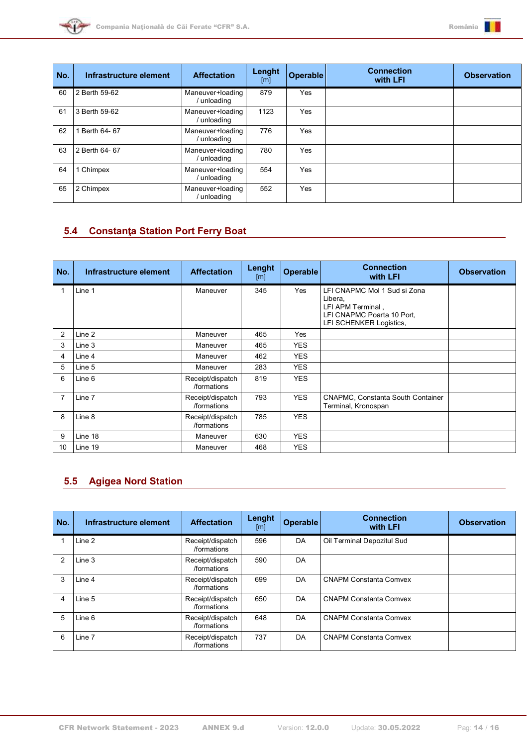| No. | Infrastructure element | Affectation | Lenght [m] | Operable | Connection with LFI | Observation |
|---|---|---|---|---|---|---|
| 60 | 2 Berth 59-62 | Maneuver+loading / unloading | 879 | Yes | | |
| 61 | 3 Berth 59-62 | Maneuver+loading / unloading | 1123 | Yes | | |
| 62 | 1 Berth 64- 67 | Maneuver+loading / unloading | 776 | Yes | | |
| 63 | 2 Berth 64- 67 | Maneuver+loading / unloading | 780 | Yes | | |
| 64 | 1 Chimpex | Maneuver+loading / unloading | 554 | Yes | | |
| 65 | 2 Chimpex | Maneuver+loading / unloading | 552 | Yes | | |

## 5.4 Constanţa Station Port Ferry Boat

| No. | Infrastructure element | Affectation | Lenght [m] | Operable | Connection with LFI | Observation |
|---|---|---|---|---|---|---|
| 1 | Line 1 | Maneuver | 345 | Yes | LFI CNAPMC Mol 1 Sud si Zona Libera, LFI APM Terminal , LFI CNAPMC Poarta 10 Port, LFI SCHENKER Logistics, | |
| 2 | Line 2 | Maneuver | 465 | Yes | | |
| 3 | Line 3 | Maneuver | 465 | YES | | |
| 4 | Line 4 | Maneuver | 462 | YES | | |
| 5 | Line 5 | Maneuver | 283 | YES | | |
| 6 | Line 6 | Receipt/dispatch /formations | 819 | YES | | |
| 7 | Line 7 | Receipt/dispatch /formations | 793 | YES | CNAPMC, Constanta South Container Terminal, Kronospan | |
| 8 | Line 8 | Receipt/dispatch /formations | 785 | YES | | |
| 9 | Line 18 | Maneuver | 630 | YES | | |
| 10 | Line 19 | Maneuver | 468 | YES | | |

## 5.5 Agigea Nord Station

| No. | Infrastructure element | Affectation | Lenght [m] | Operable | Connection with LFI | Observation |
|---|---|---|---|---|---|---|
| 1 | Line 2 | Receipt/dispatch /formations | 596 | DA | Oil Terminal Depozitul Sud | |
| 2 | Line 3 | Receipt/dispatch /formations | 590 | DA | | |
| 3 | Line 4 | Receipt/dispatch /formations | 699 | DA | CNAPM Constanta Comvex | |
| 4 | Line 5 | Receipt/dispatch /formations | 650 | DA | CNAPM Constanta Comvex | |
| 5 | Line 6 | Receipt/dispatch /formations | 648 | DA | CNAPM Constanta Comvex | |
| 6 | Line 7 | Receipt/dispatch /formations | 737 | DA | CNAPM Constanta Comvex | |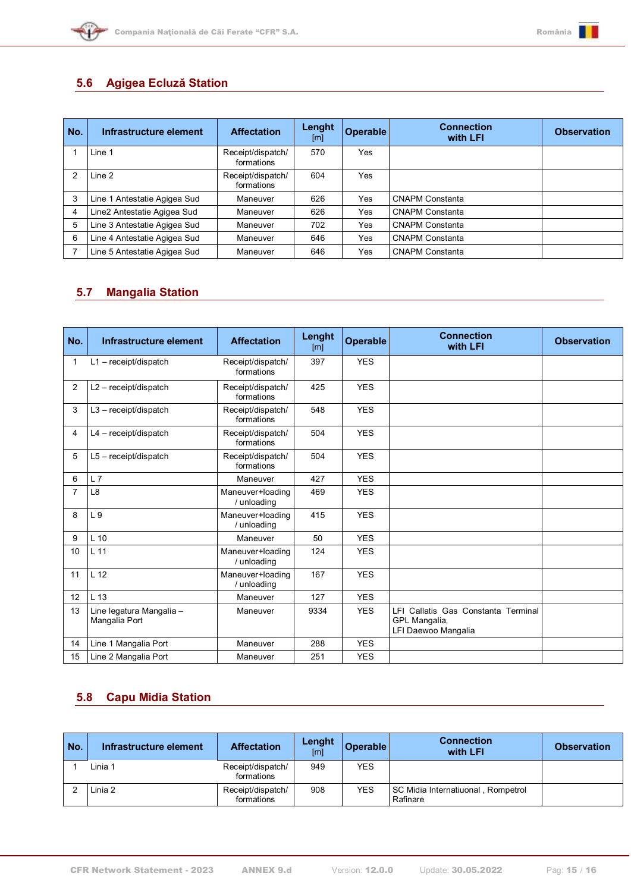## 5.6 Agigea Ecluză Station

| No. | Infrastructure element | Affectation | Lenght [m] | Operable | Connection with LFI | Observation |
|---|---|---|---|---|---|---|
| 1 | Line 1 | Receipt/dispatch/ formations | 570 | Yes | | |
| 2 | Line 2 | Receipt/dispatch/ formations | 604 | Yes | | |
| 3 | Line 1 Antestatie Agigea Sud | Maneuver | 626 | Yes | CNAPM Constanta | |
| 4 | Line2 Antestatie Agigea Sud | Maneuver | 626 | Yes | CNAPM Constanta | |
| 5 | Line 3 Antestatie Agigea Sud | Maneuver | 702 | Yes | CNAPM Constanta | |
| 6 | Line 4 Antestatie Agigea Sud | Maneuver | 646 | Yes | CNAPM Constanta | |
| 7 | Line 5 Antestatie Agigea Sud | Maneuver | 646 | Yes | CNAPM Constanta | |

## 5.7 Mangalia Station

| No. | Infrastructure element | Affectation | Lenght [m] | Operable | Connection with LFI | Observation |
|---|---|---|---|---|---|---|
| 1 | L1 – receipt/dispatch | Receipt/dispatch/ formations | 397 | YES | | |
| 2 | L2 – receipt/dispatch | Receipt/dispatch/ formations | 425 | YES | | |
| 3 | L3 – receipt/dispatch | Receipt/dispatch/ formations | 548 | YES | | |
| 4 | L4 – receipt/dispatch | Receipt/dispatch/ formations | 504 | YES | | |
| 5 | L5 – receipt/dispatch | Receipt/dispatch/ formations | 504 | YES | | |
| 6 | L 7 | Maneuver | 427 | YES | | |
| 7 | L8 | Maneuver+loading / unloading | 469 | YES | | |
| 8 | L 9 | Maneuver+loading / unloading | 415 | YES | | |
| 9 | L 10 | Maneuver | 50 | YES | | |
| 10 | L 11 | Maneuver+loading / unloading | 124 | YES | | |
| 11 | L 12 | Maneuver+loading / unloading | 167 | YES | | |
| 12 | L 13 | Maneuver | 127 | YES | | |
| 13 | Line legatura Mangalia – Mangalia Port | Maneuver | 9334 | YES | LFI Callatis Gas Constanta Terminal GPL Mangalia, LFI Daewoo Mangalia | |
| 14 | Line 1 Mangalia Port | Maneuver | 288 | YES | | |
| 15 | Line 2 Mangalia Port | Maneuver | 251 | YES | | |

## 5.8 Capu Midia Station

| No. | Infrastructure element | Affectation | Lenght [m] | Operable | Connection with LFI | Observation |
|---|---|---|---|---|---|---|
| 1 | Linia 1 | Receipt/dispatch/ formations | 949 | YES | | |
| 2 | Linia 2 | Receipt/dispatch/ formations | 908 | YES | SC Midia Internatiuonal , Rompetrol Rafinare | |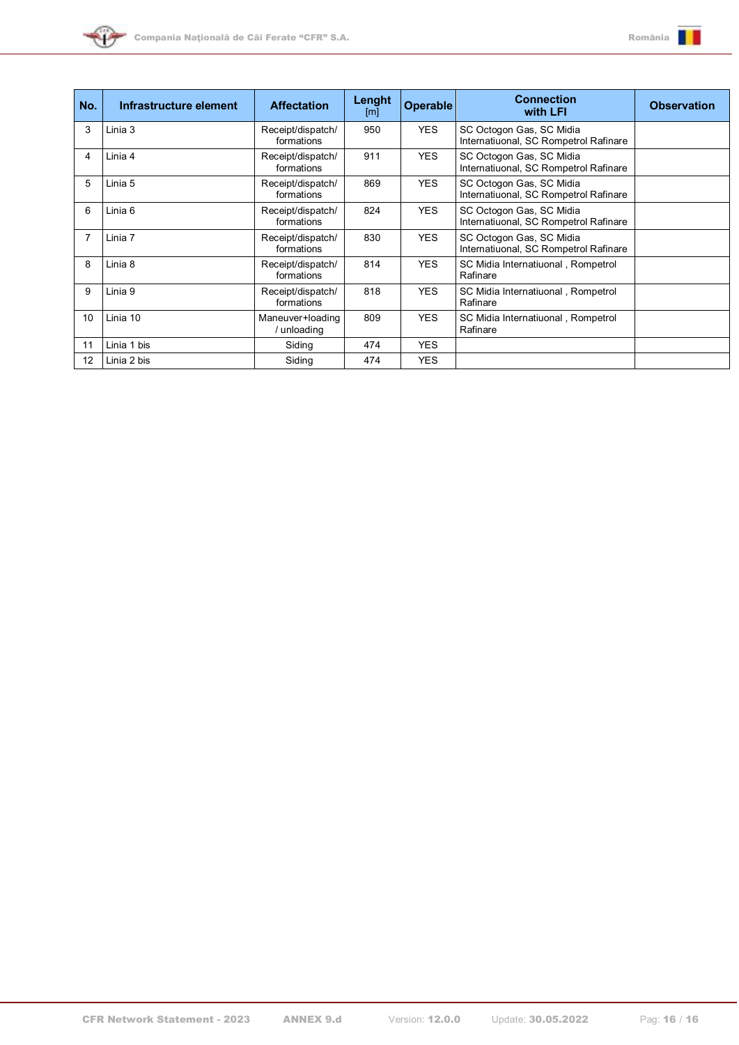| No. | Infrastructure element | Affectation | Lenght [m] | Operable | Connection with LFI | Observation |
|---|---|---|---|---|---|---|
| 3 | Linia 3 | Receipt/dispatch/ formations | 950 | YES | SC Octogon Gas, SC Midia Internatiuonal, SC Rompetrol Rafinare | |
| 4 | Linia 4 | Receipt/dispatch/ formations | 911 | YES | SC Octogon Gas, SC Midia Internatiuonal, SC Rompetrol Rafinare | |
| 5 | Linia 5 | Receipt/dispatch/ formations | 869 | YES | SC Octogon Gas, SC Midia Internatiuonal, SC Rompetrol Rafinare | |
| 6 | Linia 6 | Receipt/dispatch/ formations | 824 | YES | SC Octogon Gas, SC Midia Internatiuonal, SC Rompetrol Rafinare | |
| 7 | Linia 7 | Receipt/dispatch/ formations | 830 | YES | SC Octogon Gas, SC Midia Internatiuonal, SC Rompetrol Rafinare | |
| 8 | Linia 8 | Receipt/dispatch/ formations | 814 | YES | SC Midia Internatiuonal , Rompetrol Rafinare | |
| 9 | Linia 9 | Receipt/dispatch/ formations | 818 | YES | SC Midia Internatiuonal , Rompetrol Rafinare | |
| 10 | Linia 10 | Maneuver+loading / unloading | 809 | YES | SC Midia Internatiuonal , Rompetrol Rafinare | |
| 11 | Linia 1 bis | Siding | 474 | YES | | |
| 12 | Linia 2 bis | Siding | 474 | YES | | |